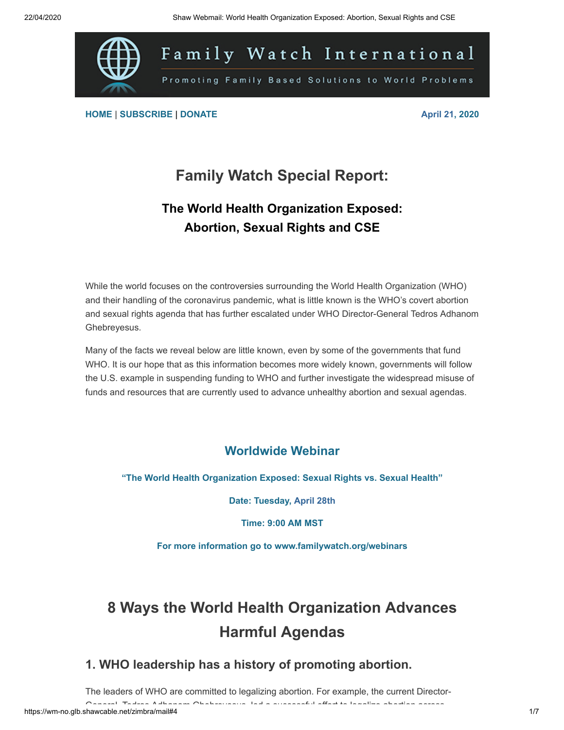Family Watch International

Promoting Family Based Solutions to World Problems

**HOME** | **SUBSCRIBE** | **DONATE**

**April 21, 2020**

# Family Watch Special Report:

## The World Health Organization Exposed: Abortion, Sexual Rights and CSE

While the world focuses on the controversies surrounding the World Health Organization (WHO) and their handling of the coronavirus pandemic, what is little known is the WHO's covert abortion and sexual rights agenda that has further escalated under WHO Director-General Tedros Adhanom Ghebreyesus.

Many of the facts we reveal below are little known, even by some of the governments that fund WHO. It is our hope that as this information becomes more widely known, governments will follow the U.S. example in suspending funding to WHO and further investigate the widespread misuse of funds and resources that are currently used to advance unhealthy abortion and sexual agendas.

## Worldwide Webinar

**"The World Health Organization Exposed: Sexual Rights vs. Sexual Health"**

**Date: Tuesday, April 28th**

**Time: 9:00 AM MST**

**For more information go to www.familywatch.org/webinars**

# 8 Ways the World Health Organization Advances Harmful Agendas

## 1. WHO leadership has a history of promoting abortion.

The leaders of WHO are committed to legalizing abortion. For example, the current Director-General, Tedros Adhanom Ghebreyesus, led a successful effort to legalize abortion across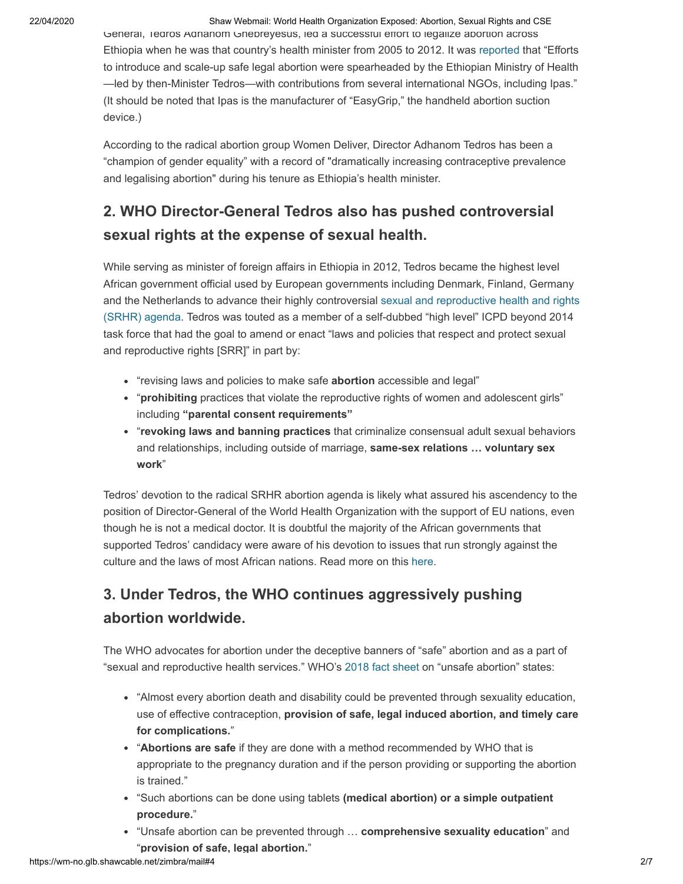General, Tedros Adhanom Ghebreyesus, led a successful effort to legalize abortion across Ethiopia when he was that country's health minister from 2005 to 2012. It was reported that "Efforts to introduce and scale-up safe legal abortion were spearheaded by the Ethiopian Ministry of Health—led by then-Minister Tedros—with contributions from several international NGOs, including Ipas." (It should be noted that Ipas is the manufacturer of "EasyGrip," the handheld abortion suction device.)

According to the radical abortion group Women Deliver, Director Adhanom Tedros has been a "champion of gender equality" with a record of "dramatically increasing contraceptive prevalence and legalising abortion" during his tenure as Ethiopia's health minister.

## 2. WHO Director-General Tedros also has pushed controversial sexual rights at the expense of sexual health.

While serving as minister of foreign affairs in Ethiopia in 2012, Tedros became the highest level African government official used by European governments including Denmark, Finland, Germany and the Netherlands to advance their highly controversial sexual and reproductive health and rights (SRHR) agenda. Tedros was touted as a member of a self-dubbed "high level" ICPD beyond 2014 task force that had the goal to amend or enact "laws and policies that respect and protect sexual and reproductive rights [SRR]" in part by:

- "revising laws and policies to make safe **abortion** accessible and legal"
- "**prohibiting** practices that violate the reproductive rights of women and adolescent girls" including **"parental consent requirements"**
- "**revoking laws and banning practices** that criminalize consensual adult sexual behaviors and relationships, including outside of marriage, **same-sex relations … voluntary sex work**"

Tedros' devotion to the radical SRHR abortion agenda is likely what assured his ascendency to the position of Director-General of the World Health Organization with the support of EU nations, even though he is not a medical doctor. It is doubtful the majority of the African governments that supported Tedros' candidacy were aware of his devotion to issues that run strongly against the culture and the laws of most African nations. Read more on this here.

## 3. Under Tedros, the WHO continues aggressively pushing abortion worldwide.

The WHO advocates for abortion under the deceptive banners of "safe" abortion and as a part of "sexual and reproductive health services." WHO's 2018 fact sheet on "unsafe abortion" states:

- "Almost every abortion death and disability could be prevented through sexuality education, use of effective contraception, **provision of safe, legal induced abortion, and timely care for complications.**"
- "**Abortions are safe** if they are done with a method recommended by WHO that is appropriate to the pregnancy duration and if the person providing or supporting the abortion is trained."
- "Such abortions can be done using tablets **(medical abortion) or a simple outpatient procedure.**"
- "Unsafe abortion can be prevented through … **comprehensive sexuality education**" and "**provision of safe, legal abortion.**"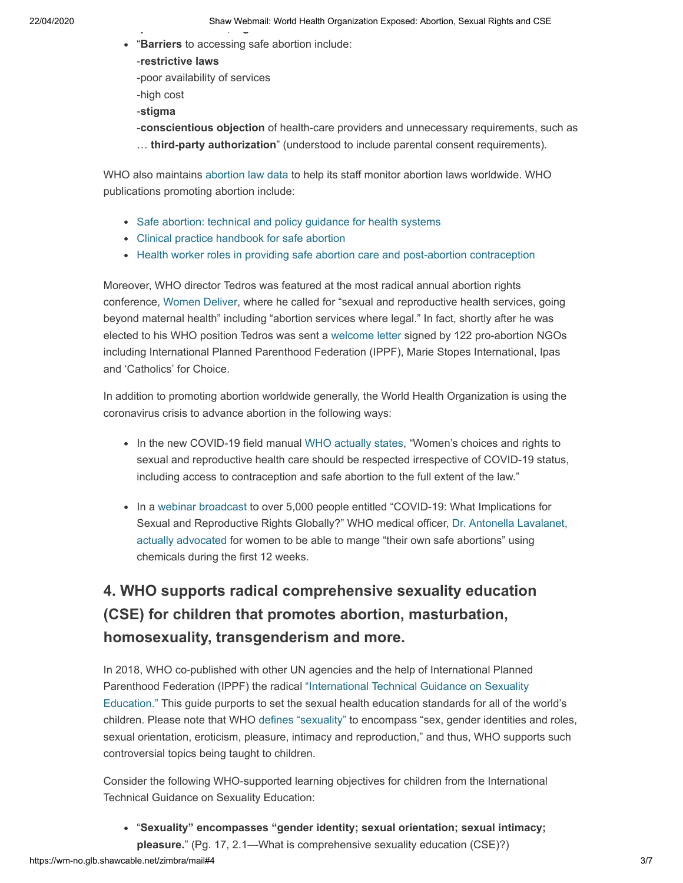- "**Barriers** to accessing safe abortion include:
  -**restrictive laws**
  -poor availability of services
  -high cost
  -**stigma**
  -**conscientious objection** of health-care providers and unnecessary requirements, such as … **third-party authorization**" (understood to include parental consent requirements).

WHO also maintains abortion law data to help its staff monitor abortion laws worldwide. WHO publications promoting abortion include:

- Safe abortion: technical and policy guidance for health systems
- Clinical practice handbook for safe abortion
- Health worker roles in providing safe abortion care and post-abortion contraception

Moreover, WHO director Tedros was featured at the most radical annual abortion rights conference, Women Deliver, where he called for "sexual and reproductive health services, going beyond maternal health" including "abortion services where legal." In fact, shortly after he was elected to his WHO position Tedros was sent a welcome letter signed by 122 pro-abortion NGOs including International Planned Parenthood Federation (IPPF), Marie Stopes International, Ipas and 'Catholics' for Choice.

In addition to promoting abortion worldwide generally, the World Health Organization is using the coronavirus crisis to advance abortion in the following ways:

- In the new COVID-19 field manual WHO actually states, "Women's choices and rights to sexual and reproductive health care should be respected irrespective of COVID-19 status, including access to contraception and safe abortion to the full extent of the law."

- In a webinar broadcast to over 5,000 people entitled "COVID-19: What Implications for Sexual and Reproductive Rights Globally?" WHO medical officer, Dr. Antonella Lavalanet, actually advocated for women to be able to mange "their own safe abortions" using chemicals during the first 12 weeks.

## 4. WHO supports radical comprehensive sexuality education (CSE) for children that promotes abortion, masturbation, homosexuality, transgenderism and more.

In 2018, WHO co-published with other UN agencies and the help of International Planned Parenthood Federation (IPPF) the radical "International Technical Guidance on Sexuality Education." This guide purports to set the sexual health education standards for all of the world's children. Please note that WHO defines "sexuality" to encompass "sex, gender identities and roles, sexual orientation, eroticism, pleasure, intimacy and reproduction," and thus, WHO supports such controversial topics being taught to children.

Consider the following WHO-supported learning objectives for children from the International Technical Guidance on Sexuality Education:

- "**Sexuality" encompasses "gender identity; sexual orientation; sexual intimacy; pleasure.**" (Pg. 17, 2.1—What is comprehensive sexuality education (CSE)?)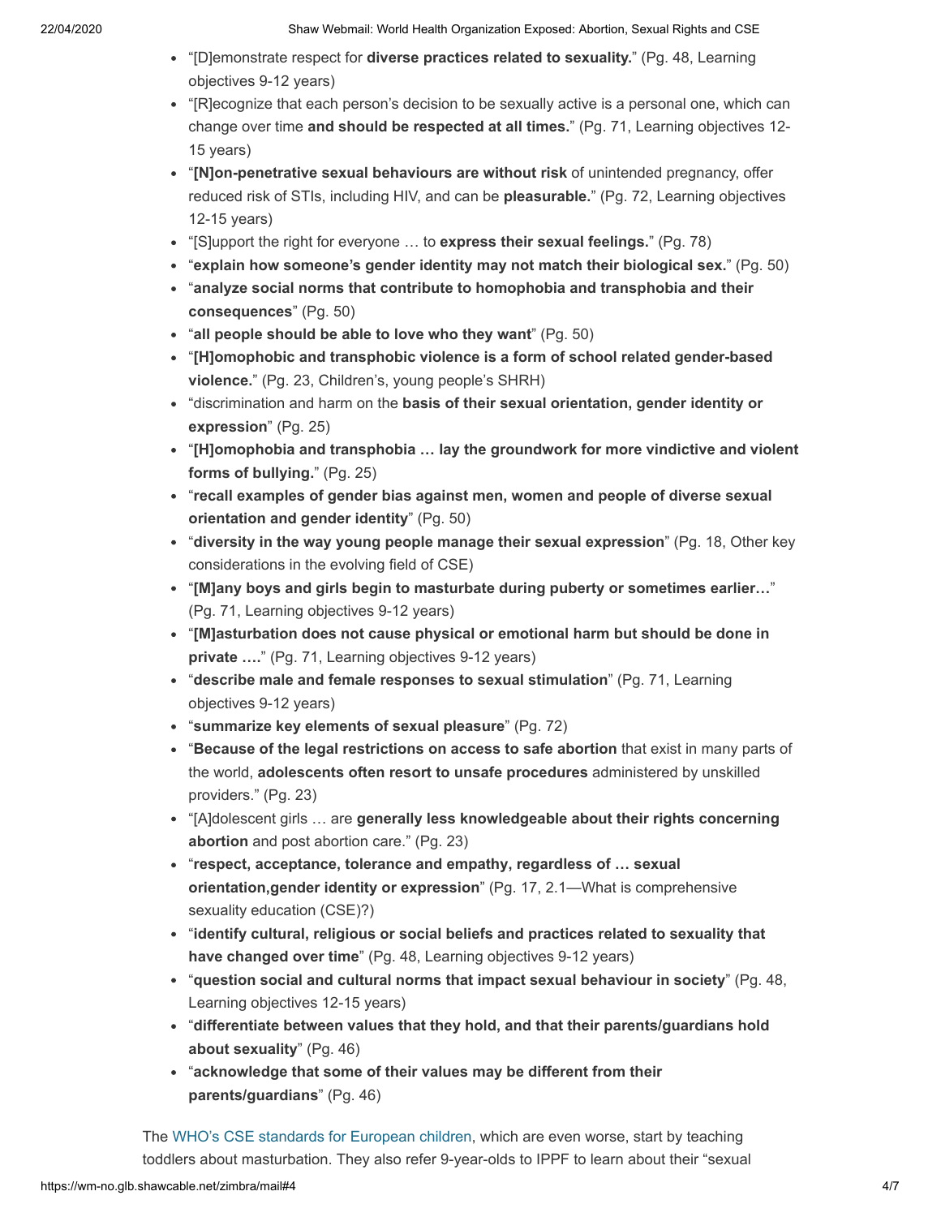- "[D]emonstrate respect for **diverse practices related to sexuality.**" (Pg. 48, Learning objectives 9-12 years)
- "[R]ecognize that each person's decision to be sexually active is a personal one, which can change over time **and should be respected at all times.**" (Pg. 71, Learning objectives 12-15 years)
- "**[N]on-penetrative sexual behaviours are without risk** of unintended pregnancy, offer reduced risk of STIs, including HIV, and can be **pleasurable.**" (Pg. 72, Learning objectives 12-15 years)
- "[S]upport the right for everyone … to **express their sexual feelings.**" (Pg. 78)
- "**explain how someone's gender identity may not match their biological sex.**" (Pg. 50)
- "**analyze social norms that contribute to homophobia and transphobia and their consequences**" (Pg. 50)
- "**all people should be able to love who they want**" (Pg. 50)
- "**[H]omophobic and transphobic violence is a form of school related gender-based violence.**" (Pg. 23, Children's, young people's SHRH)
- "discrimination and harm on the **basis of their sexual orientation, gender identity or expression**" (Pg. 25)
- "**[H]omophobia and transphobia … lay the groundwork for more vindictive and violent forms of bullying.**" (Pg. 25)
- "**recall examples of gender bias against men, women and people of diverse sexual orientation and gender identity**" (Pg. 50)
- "**diversity in the way young people manage their sexual expression**" (Pg. 18, Other key considerations in the evolving field of CSE)
- "**[M]any boys and girls begin to masturbate during puberty or sometimes earlier…**" (Pg. 71, Learning objectives 9-12 years)
- "**[M]asturbation does not cause physical or emotional harm but should be done in private ….**" (Pg. 71, Learning objectives 9-12 years)
- "**describe male and female responses to sexual stimulation**" (Pg. 71, Learning objectives 9-12 years)
- "**summarize key elements of sexual pleasure**" (Pg. 72)
- "**Because of the legal restrictions on access to safe abortion** that exist in many parts of the world, **adolescents often resort to unsafe procedures** administered by unskilled providers." (Pg. 23)
- "[A]dolescent girls … are **generally less knowledgeable about their rights concerning abortion** and post abortion care." (Pg. 23)
- "**respect, acceptance, tolerance and empathy, regardless of … sexual orientation,gender identity or expression**" (Pg. 17, 2.1—What is comprehensive sexuality education (CSE)?)
- "**identify cultural, religious or social beliefs and practices related to sexuality that have changed over time**" (Pg. 48, Learning objectives 9-12 years)
- "**question social and cultural norms that impact sexual behaviour in society**" (Pg. 48, Learning objectives 12-15 years)
- "**differentiate between values that they hold, and that their parents/guardians hold about sexuality**" (Pg. 46)
- "**acknowledge that some of their values may be different from their parents/guardians**" (Pg. 46)

The WHO's CSE standards for European children, which are even worse, start by teaching toddlers about masturbation. They also refer 9-year-olds to IPPF to learn about their "sexual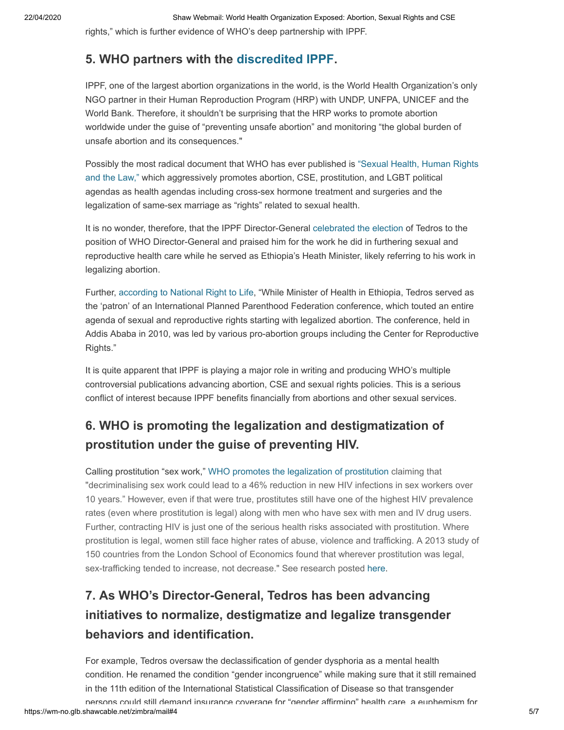rights," which is further evidence of WHO's deep partnership with IPPF.

## 5. WHO partners with the discredited IPPF.

IPPF, one of the largest abortion organizations in the world, is the World Health Organization's only NGO partner in their Human Reproduction Program (HRP) with UNDP, UNFPA, UNICEF and the World Bank. Therefore, it shouldn't be surprising that the HRP works to promote abortion worldwide under the guise of "preventing unsafe abortion" and monitoring "the global burden of unsafe abortion and its consequences."

Possibly the most radical document that WHO has ever published is "Sexual Health, Human Rights and the Law," which aggressively promotes abortion, CSE, prostitution, and LGBT political agendas as health agendas including cross-sex hormone treatment and surgeries and the legalization of same-sex marriage as "rights" related to sexual health.

It is no wonder, therefore, that the IPPF Director-General celebrated the election of Tedros to the position of WHO Director-General and praised him for the work he did in furthering sexual and reproductive health care while he served as Ethiopia's Heath Minister, likely referring to his work in legalizing abortion.

Further, according to National Right to Life, "While Minister of Health in Ethiopia, Tedros served as the 'patron' of an International Planned Parenthood Federation conference, which touted an entire agenda of sexual and reproductive rights starting with legalized abortion. The conference, held in Addis Ababa in 2010, was led by various pro-abortion groups including the Center for Reproductive Rights."

It is quite apparent that IPPF is playing a major role in writing and producing WHO's multiple controversial publications advancing abortion, CSE and sexual rights policies. This is a serious conflict of interest because IPPF benefits financially from abortions and other sexual services.

## 6. WHO is promoting the legalization and destigmatization of prostitution under the guise of preventing HIV.

Calling prostitution "sex work," WHO promotes the legalization of prostitution claiming that "decriminalising sex work could lead to a 46% reduction in new HIV infections in sex workers over 10 years." However, even if that were true, prostitutes still have one of the highest HIV prevalence rates (even where prostitution is legal) along with men who have sex with men and IV drug users. Further, contracting HIV is just one of the serious health risks associated with prostitution. Where prostitution is legal, women still face higher rates of abuse, violence and trafficking. A 2013 study of 150 countries from the London School of Economics found that wherever prostitution was legal, sex-trafficking tended to increase, not decrease." See research posted here.

## 7. As WHO's Director-General, Tedros has been advancing initiatives to normalize, destigmatize and legalize transgender behaviors and identification.

For example, Tedros oversaw the declassification of gender dysphoria as a mental health condition. He renamed the condition "gender incongruence" while making sure that it still remained in the 11th edition of the International Statistical Classification of Disease so that transgender persons could still demand insurance coverage for "gender affirming" health care, a euphemism for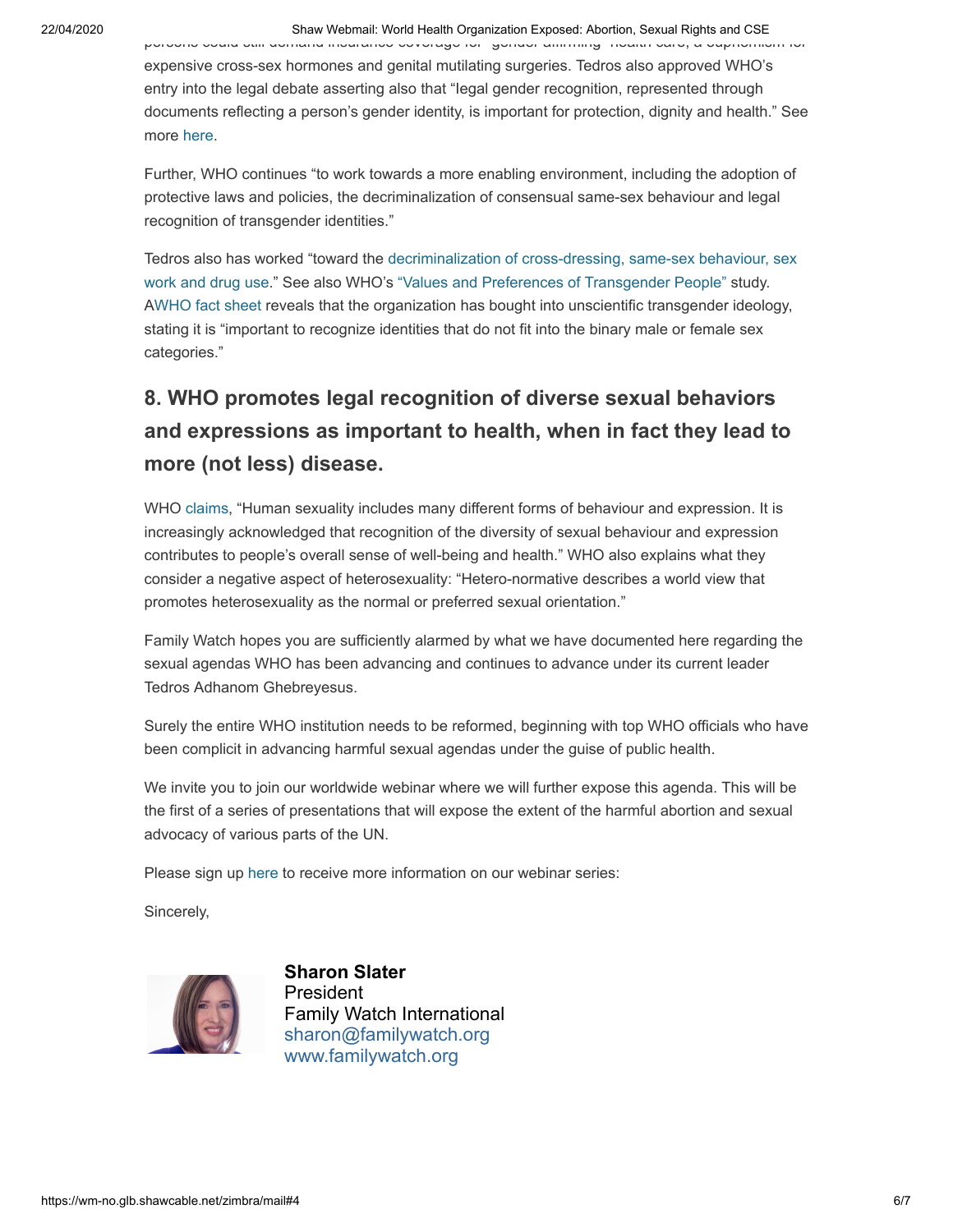persons could still demand insurance coverage for "gender affirming" health care, a euphemism for expensive cross-sex hormones and genital mutilating surgeries. Tedros also approved WHO's entry into the legal debate asserting also that "legal gender recognition, represented through documents reflecting a person's gender identity, is important for protection, dignity and health." See more here.

Further, WHO continues "to work towards a more enabling environment, including the adoption of protective laws and policies, the decriminalization of consensual same-sex behaviour and legal recognition of transgender identities."

Tedros also has worked "toward the decriminalization of cross-dressing, same-sex behaviour, sex work and drug use." See also WHO's "Values and Preferences of Transgender People" study. AWHO fact sheet reveals that the organization has bought into unscientific transgender ideology, stating it is "important to recognize identities that do not fit into the binary male or female sex categories."

## 8. WHO promotes legal recognition of diverse sexual behaviors and expressions as important to health, when in fact they lead to more (not less) disease.

WHO claims, "Human sexuality includes many different forms of behaviour and expression. It is increasingly acknowledged that recognition of the diversity of sexual behaviour and expression contributes to people's overall sense of well-being and health." WHO also explains what they consider a negative aspect of heterosexuality: "Hetero-normative describes a world view that promotes heterosexuality as the normal or preferred sexual orientation."

Family Watch hopes you are sufficiently alarmed by what we have documented here regarding the sexual agendas WHO has been advancing and continues to advance under its current leader Tedros Adhanom Ghebreyesus.

Surely the entire WHO institution needs to be reformed, beginning with top WHO officials who have been complicit in advancing harmful sexual agendas under the guise of public health.

We invite you to join our worldwide webinar where we will further expose this agenda. This will be the first of a series of presentations that will expose the extent of the harmful abortion and sexual advocacy of various parts of the UN.

Please sign up here to receive more information on our webinar series:

Sincerely,

**Sharon Slater**
President
Family Watch International
sharon@familywatch.org
www.familywatch.org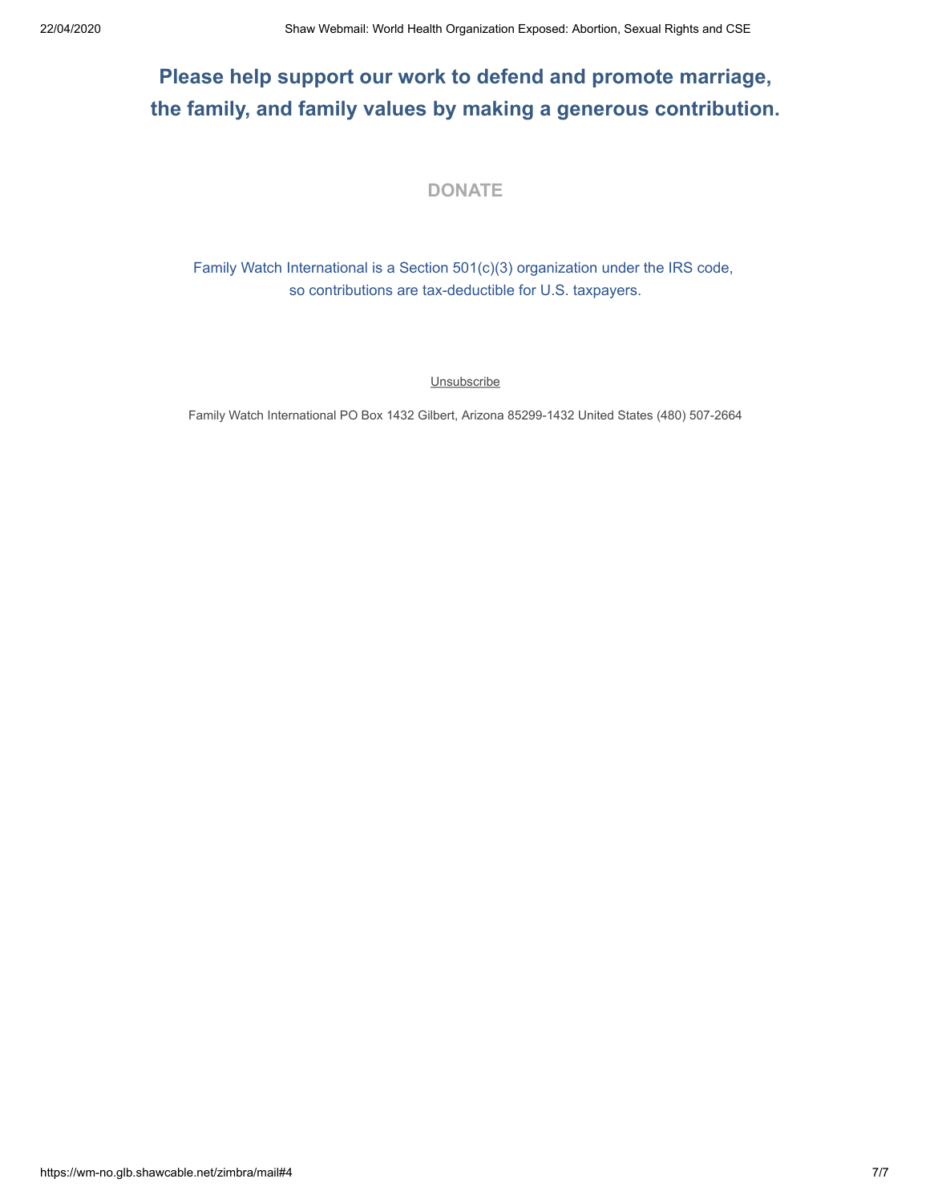## Please help support our work to defend and promote marriage, the family, and family values by making a generous contribution.

**DONATE**

Family Watch International is a Section 501(c)(3) organization under the IRS code, so contributions are tax-deductible for U.S. taxpayers.

Unsubscribe

Family Watch International PO Box 1432 Gilbert, Arizona 85299-1432 United States (480) 507-2664